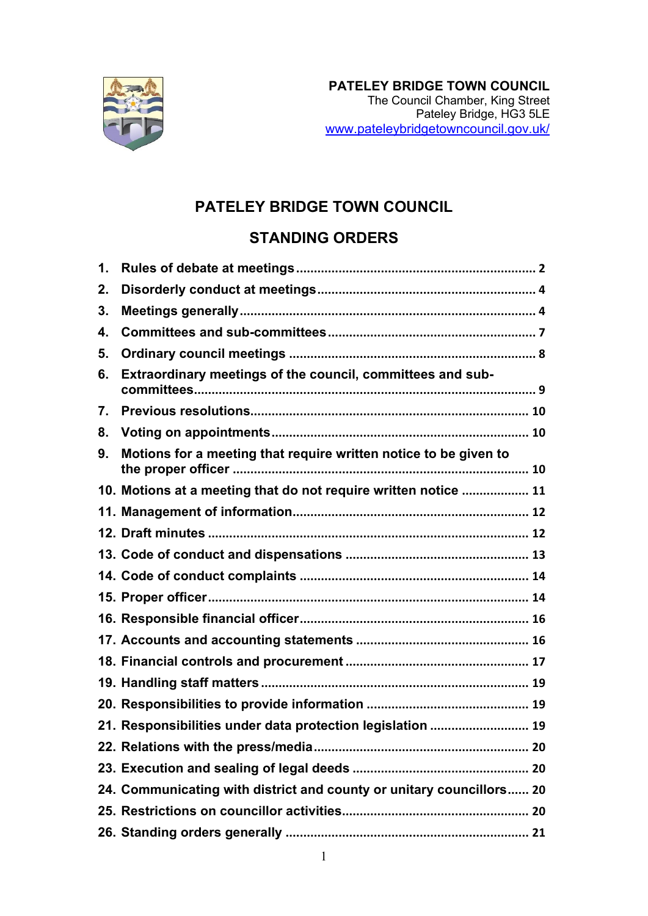**PATELEY BRIDGE TOWN COUNCIL**
The Council Chamber, King Street
Pateley Bridge, HG3 5LE
www.pateleybridgetowncouncil.gov.uk/

# PATELEY BRIDGE TOWN COUNCIL

## STANDING ORDERS

1. Rules of debate at meetings .......... 2
2. Disorderly conduct at meetings .......... 4
3. Meetings generally .......... 4
4. Committees and sub-committees .......... 7
5. Ordinary council meetings .......... 8
6. Extraordinary meetings of the council, committees and sub-committees .......... 9
7. Previous resolutions .......... 10
8. Voting on appointments .......... 10
9. Motions for a meeting that require written notice to be given to the proper officer .......... 10
10. Motions at a meeting that do not require written notice .......... 11
11. Management of information .......... 12
12. Draft minutes .......... 12
13. Code of conduct and dispensations .......... 13
14. Code of conduct complaints .......... 14
15. Proper officer .......... 14
16. Responsible financial officer .......... 16
17. Accounts and accounting statements .......... 16
18. Financial controls and procurement .......... 17
19. Handling staff matters .......... 19
20. Responsibilities to provide information .......... 19
21. Responsibilities under data protection legislation .......... 19
22. Relations with the press/media .......... 20
23. Execution and sealing of legal deeds .......... 20
24. Communicating with district and county or unitary councillors .......... 20
25. Restrictions on councillor activities .......... 20
26. Standing orders generally .......... 21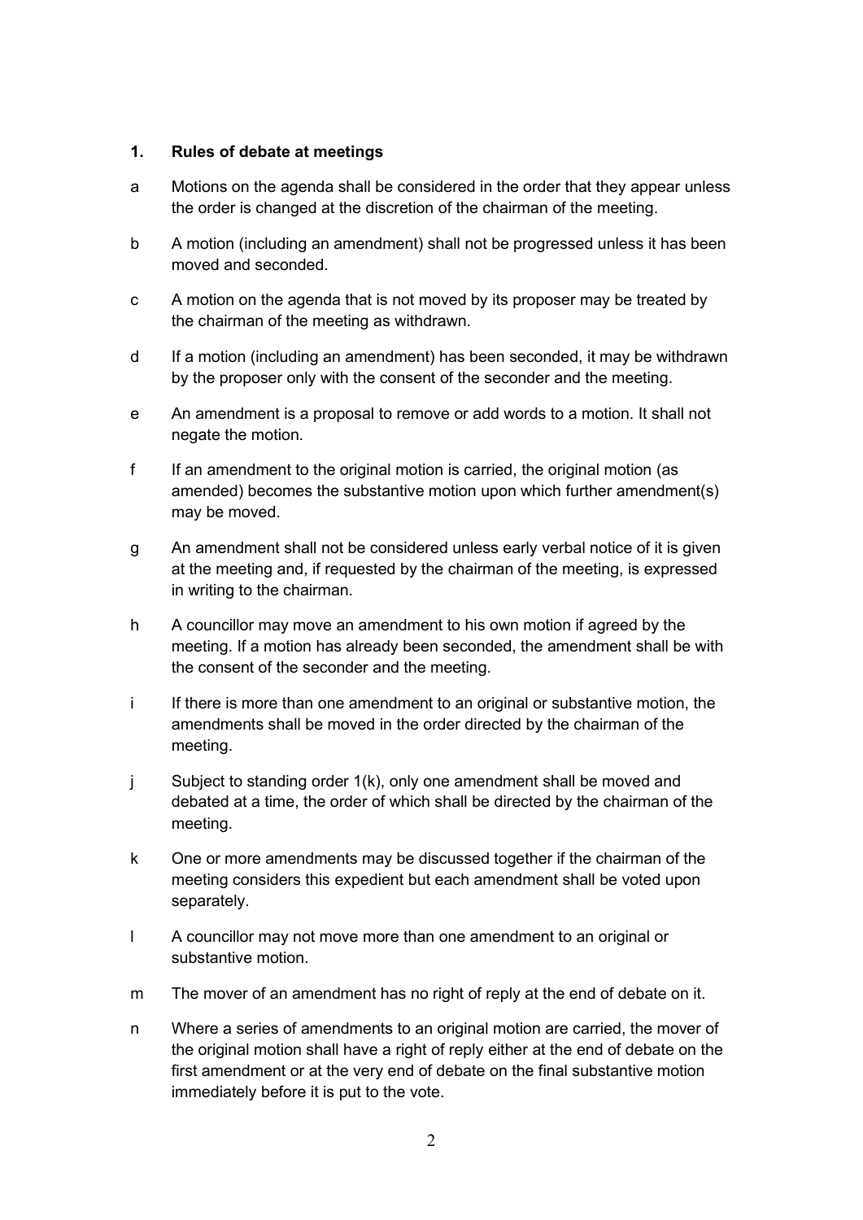## 1. Rules of debate at meetings

a Motions on the agenda shall be considered in the order that they appear unless the order is changed at the discretion of the chairman of the meeting.

b A motion (including an amendment) shall not be progressed unless it has been moved and seconded.

c A motion on the agenda that is not moved by its proposer may be treated by the chairman of the meeting as withdrawn.

d If a motion (including an amendment) has been seconded, it may be withdrawn by the proposer only with the consent of the seconder and the meeting.

e An amendment is a proposal to remove or add words to a motion. It shall not negate the motion.

f If an amendment to the original motion is carried, the original motion (as amended) becomes the substantive motion upon which further amendment(s) may be moved.

g An amendment shall not be considered unless early verbal notice of it is given at the meeting and, if requested by the chairman of the meeting, is expressed in writing to the chairman.

h A councillor may move an amendment to his own motion if agreed by the meeting. If a motion has already been seconded, the amendment shall be with the consent of the seconder and the meeting.

i If there is more than one amendment to an original or substantive motion, the amendments shall be moved in the order directed by the chairman of the meeting.

j Subject to standing order 1(k), only one amendment shall be moved and debated at a time, the order of which shall be directed by the chairman of the meeting.

k One or more amendments may be discussed together if the chairman of the meeting considers this expedient but each amendment shall be voted upon separately.

l A councillor may not move more than one amendment to an original or substantive motion.

m The mover of an amendment has no right of reply at the end of debate on it.

n Where a series of amendments to an original motion are carried, the mover of the original motion shall have a right of reply either at the end of debate on the first amendment or at the very end of debate on the final substantive motion immediately before it is put to the vote.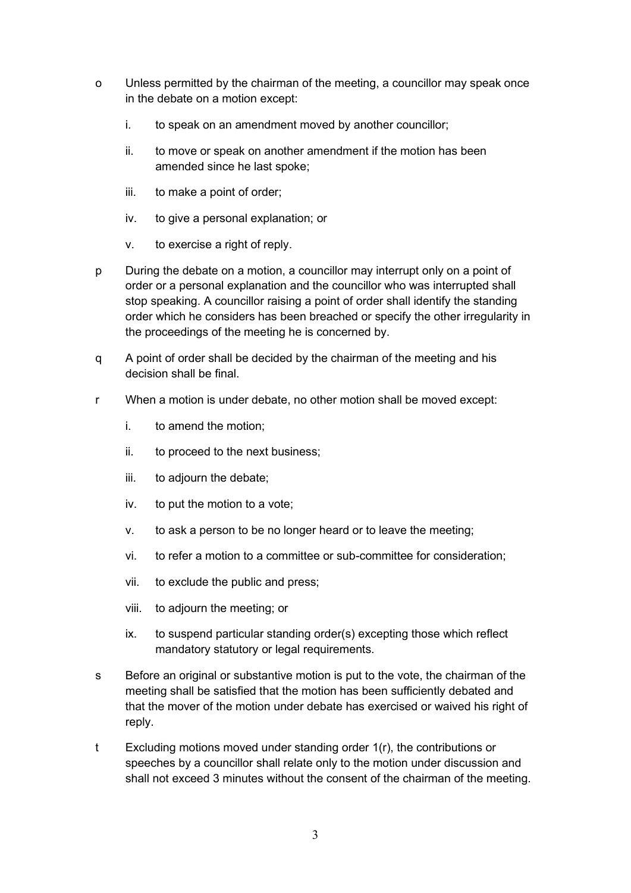o Unless permitted by the chairman of the meeting, a councillor may speak once in the debate on a motion except:

   i. to speak on an amendment moved by another councillor;

   ii. to move or speak on another amendment if the motion has been amended since he last spoke;

   iii. to make a point of order;

   iv. to give a personal explanation; or

   v. to exercise a right of reply.

p During the debate on a motion, a councillor may interrupt only on a point of order or a personal explanation and the councillor who was interrupted shall stop speaking. A councillor raising a point of order shall identify the standing order which he considers has been breached or specify the other irregularity in the proceedings of the meeting he is concerned by.

q A point of order shall be decided by the chairman of the meeting and his decision shall be final.

r When a motion is under debate, no other motion shall be moved except:

   i. to amend the motion;

   ii. to proceed to the next business;

   iii. to adjourn the debate;

   iv. to put the motion to a vote;

   v. to ask a person to be no longer heard or to leave the meeting;

   vi. to refer a motion to a committee or sub-committee for consideration;

   vii. to exclude the public and press;

   viii. to adjourn the meeting; or

   ix. to suspend particular standing order(s) excepting those which reflect mandatory statutory or legal requirements.

s Before an original or substantive motion is put to the vote, the chairman of the meeting shall be satisfied that the motion has been sufficiently debated and that the mover of the motion under debate has exercised or waived his right of reply.

t Excluding motions moved under standing order 1(r), the contributions or speeches by a councillor shall relate only to the motion under discussion and shall not exceed 3 minutes without the consent of the chairman of the meeting.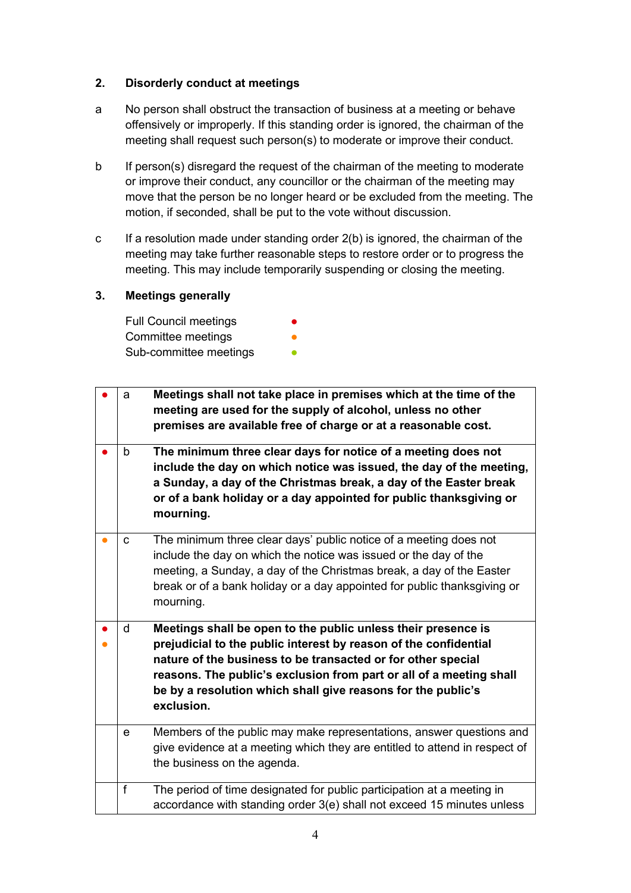## 2. Disorderly conduct at meetings

a No person shall obstruct the transaction of business at a meeting or behave offensively or improperly. If this standing order is ignored, the chairman of the meeting shall request such person(s) to moderate or improve their conduct.

b If person(s) disregard the request of the chairman of the meeting to moderate or improve their conduct, any councillor or the chairman of the meeting may move that the person be no longer heard or be excluded from the meeting. The motion, if seconded, shall be put to the vote without discussion.

c If a resolution made under standing order 2(b) is ignored, the chairman of the meeting may take further reasonable steps to restore order or to progress the meeting. This may include temporarily suspending or closing the meeting.

## 3. Meetings generally

Full Council meetings ● (red)
Committee meetings ● (orange)
Sub-committee meetings ● (green)

| | | |
|---|---|---|
| ● (red) | a | **Meetings shall not take place in premises which at the time of the meeting are used for the supply of alcohol, unless no other premises are available free of charge or at a reasonable cost.** |
| ● (red) | b | **The minimum three clear days for notice of a meeting does not include the day on which notice was issued, the day of the meeting, a Sunday, a day of the Christmas break, a day of the Easter break or of a bank holiday or a day appointed for public thanksgiving or mourning.** |
| ● (orange) | c | The minimum three clear days' public notice of a meeting does not include the day on which the notice was issued or the day of the meeting, a Sunday, a day of the Christmas break, a day of the Easter break or of a bank holiday or a day appointed for public thanksgiving or mourning. |
| ● (red) ● (orange) | d | **Meetings shall be open to the public unless their presence is prejudicial to the public interest by reason of the confidential nature of the business to be transacted or for other special reasons. The public's exclusion from part or all of a meeting shall be by a resolution which shall give reasons for the public's exclusion.** |
| | e | Members of the public may make representations, answer questions and give evidence at a meeting which they are entitled to attend in respect of the business on the agenda. |
| | f | The period of time designated for public participation at a meeting in accordance with standing order 3(e) shall not exceed 15 minutes unless |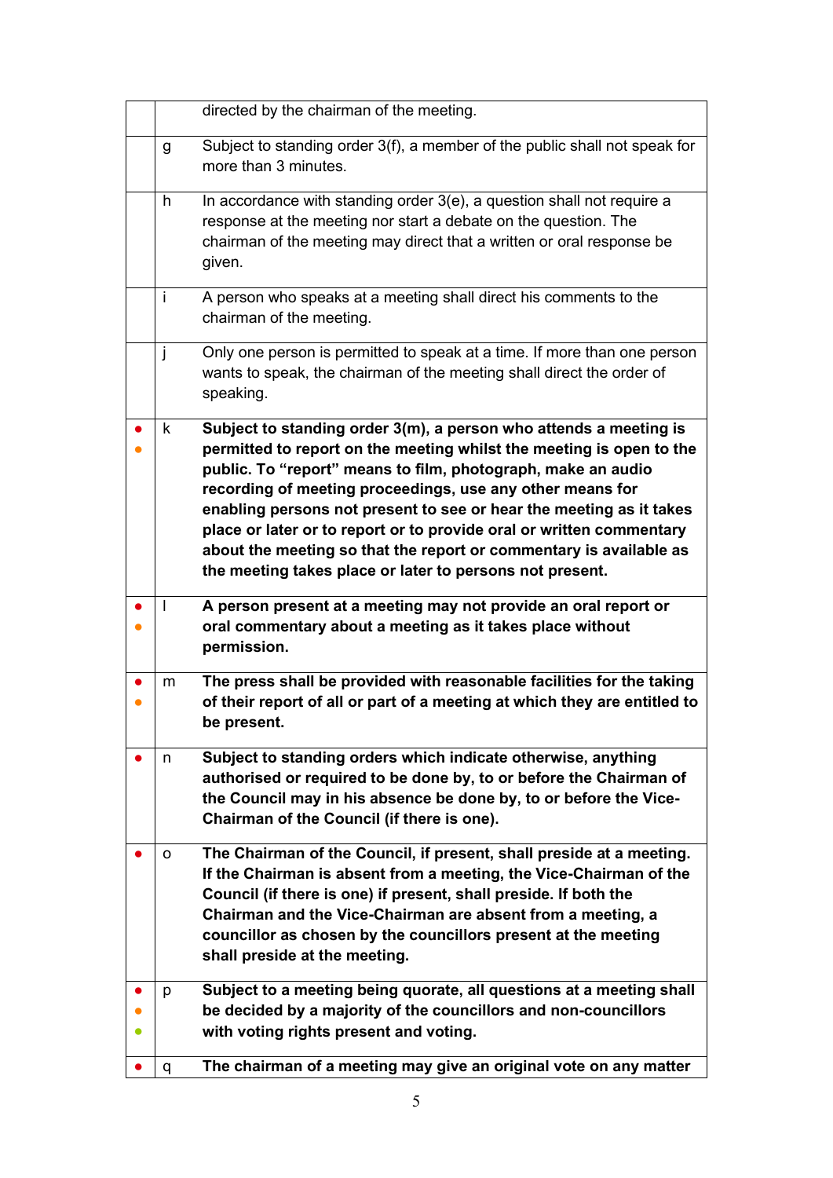|  |  |  |
|---|---|---|
|  |  | directed by the chairman of the meeting. |
|  | g | Subject to standing order 3(f), a member of the public shall not speak for more than 3 minutes. |
|  | h | In accordance with standing order 3(e), a question shall not require a response at the meeting nor start a debate on the question. The chairman of the meeting may direct that a written or oral response be given. |
|  | i | A person who speaks at a meeting shall direct his comments to the chairman of the meeting. |
|  | j | Only one person is permitted to speak at a time. If more than one person wants to speak, the chairman of the meeting shall direct the order of speaking. |
| ● ● | k | **Subject to standing order 3(m), a person who attends a meeting is permitted to report on the meeting whilst the meeting is open to the public. To "report" means to film, photograph, make an audio recording of meeting proceedings, use any other means for enabling persons not present to see or hear the meeting as it takes place or later or to report or to provide oral or written commentary about the meeting so that the report or commentary is available as the meeting takes place or later to persons not present.** |
| ● ● | l | **A person present at a meeting may not provide an oral report or oral commentary about a meeting as it takes place without permission.** |
| ● ● | m | **The press shall be provided with reasonable facilities for the taking of their report of all or part of a meeting at which they are entitled to be present.** |
| ● | n | **Subject to standing orders which indicate otherwise, anything authorised or required to be done by, to or before the Chairman of the Council may in his absence be done by, to or before the Vice-Chairman of the Council (if there is one).** |
| ● | o | **The Chairman of the Council, if present, shall preside at a meeting. If the Chairman is absent from a meeting, the Vice-Chairman of the Council (if there is one) if present, shall preside. If both the Chairman and the Vice-Chairman are absent from a meeting, a councillor as chosen by the councillors present at the meeting shall preside at the meeting.** |
| ● ● ● | p | **Subject to a meeting being quorate, all questions at a meeting shall be decided by a majority of the councillors and non-councillors with voting rights present and voting.** |
| ● | q | **The chairman of a meeting may give an original vote on any matter** |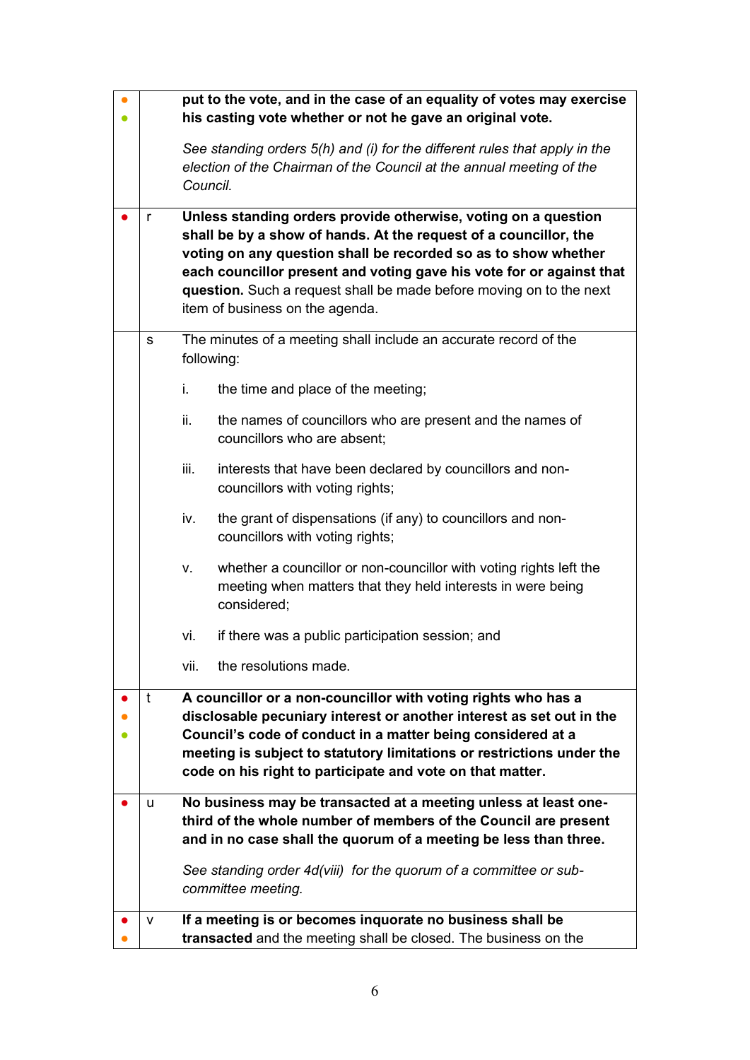| | | |
|---|---|---|
| ● ● | | **put to the vote, and in the case of an equality of votes may exercise his casting vote whether or not he gave an original vote.**<br><br>*See standing orders 5(h) and (i) for the different rules that apply in the election of the Chairman of the Council at the annual meeting of the Council.* |
| ● | r | **Unless standing orders provide otherwise, voting on a question shall be by a show of hands. At the request of a councillor, the voting on any question shall be recorded so as to show whether each councillor present and voting gave his vote for or against that question.** Such a request shall be made before moving on to the next item of business on the agenda. |
| | s | The minutes of a meeting shall include an accurate record of the following:<br><br>i. the time and place of the meeting;<br><br>ii. the names of councillors who are present and the names of councillors who are absent;<br><br>iii. interests that have been declared by councillors and non-councillors with voting rights;<br><br>iv. the grant of dispensations (if any) to councillors and non-councillors with voting rights;<br><br>v. whether a councillor or non-councillor with voting rights left the meeting when matters that they held interests in were being considered;<br><br>vi. if there was a public participation session; and<br><br>vii. the resolutions made. |
| ● ● ● | t | **A councillor or a non-councillor with voting rights who has a disclosable pecuniary interest or another interest as set out in the Council's code of conduct in a matter being considered at a meeting is subject to statutory limitations or restrictions under the code on his right to participate and vote on that matter.** |
| ● | u | **No business may be transacted at a meeting unless at least one-third of the whole number of members of the Council are present and in no case shall the quorum of a meeting be less than three.**<br><br>*See standing order 4d(viii) for the quorum of a committee or sub-committee meeting.* |
| ● ● | v | **If a meeting is or becomes inquorate no business shall be transacted** and the meeting shall be closed. The business on the |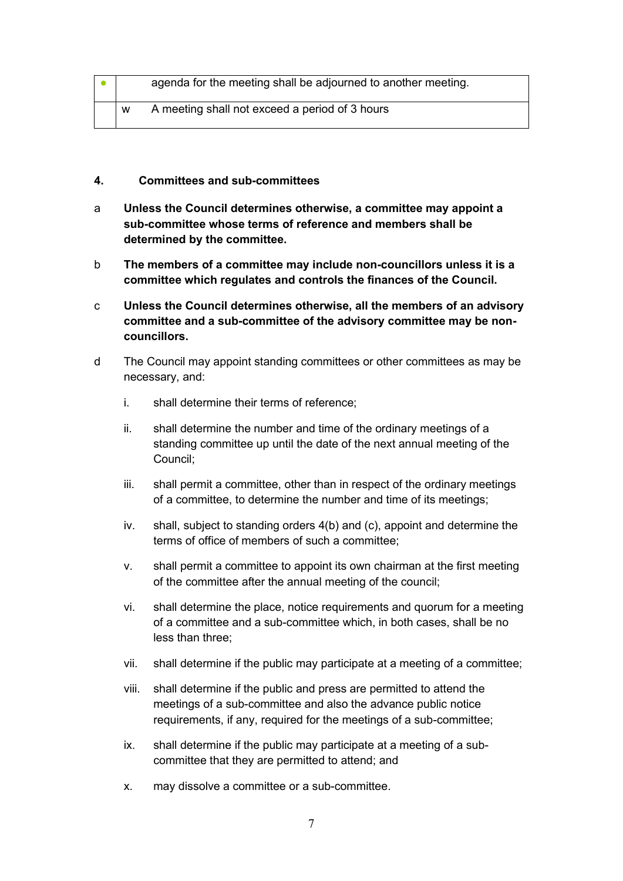| ● | | agenda for the meeting shall be adjourned to another meeting. |
|---|---|---|
| | w | A meeting shall not exceed a period of 3 hours |

## 4. Committees and sub-committees

a **Unless the Council determines otherwise, a committee may appoint a sub-committee whose terms of reference and members shall be determined by the committee.**

b **The members of a committee may include non-councillors unless it is a committee which regulates and controls the finances of the Council.**

c **Unless the Council determines otherwise, all the members of an advisory committee and a sub-committee of the advisory committee may be non-councillors.**

d The Council may appoint standing committees or other committees as may be necessary, and:

i. shall determine their terms of reference;

ii. shall determine the number and time of the ordinary meetings of a standing committee up until the date of the next annual meeting of the Council;

iii. shall permit a committee, other than in respect of the ordinary meetings of a committee, to determine the number and time of its meetings;

iv. shall, subject to standing orders 4(b) and (c), appoint and determine the terms of office of members of such a committee;

v. shall permit a committee to appoint its own chairman at the first meeting of the committee after the annual meeting of the council;

vi. shall determine the place, notice requirements and quorum for a meeting of a committee and a sub-committee which, in both cases, shall be no less than three;

vii. shall determine if the public may participate at a meeting of a committee;

viii. shall determine if the public and press are permitted to attend the meetings of a sub-committee and also the advance public notice requirements, if any, required for the meetings of a sub-committee;

ix. shall determine if the public may participate at a meeting of a sub-committee that they are permitted to attend; and

x. may dissolve a committee or a sub-committee.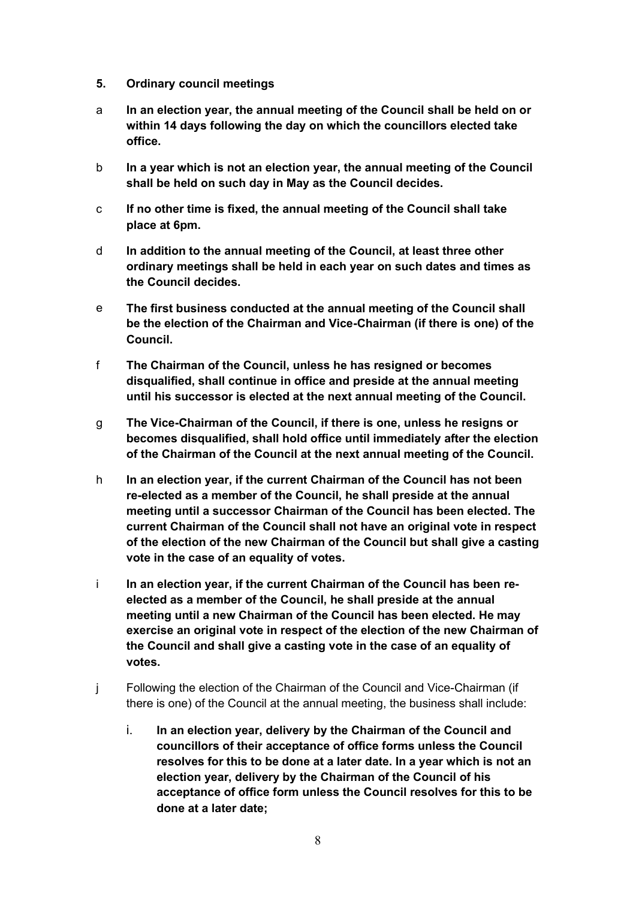**5. Ordinary council meetings**

a **In an election year, the annual meeting of the Council shall be held on or within 14 days following the day on which the councillors elected take office.**

b **In a year which is not an election year, the annual meeting of the Council shall be held on such day in May as the Council decides.**

c **If no other time is fixed, the annual meeting of the Council shall take place at 6pm.**

d **In addition to the annual meeting of the Council, at least three other ordinary meetings shall be held in each year on such dates and times as the Council decides.**

e **The first business conducted at the annual meeting of the Council shall be the election of the Chairman and Vice-Chairman (if there is one) of the Council.**

f **The Chairman of the Council, unless he has resigned or becomes disqualified, shall continue in office and preside at the annual meeting until his successor is elected at the next annual meeting of the Council.**

g **The Vice-Chairman of the Council, if there is one, unless he resigns or becomes disqualified, shall hold office until immediately after the election of the Chairman of the Council at the next annual meeting of the Council.**

h **In an election year, if the current Chairman of the Council has not been re-elected as a member of the Council, he shall preside at the annual meeting until a successor Chairman of the Council has been elected. The current Chairman of the Council shall not have an original vote in respect of the election of the new Chairman of the Council but shall give a casting vote in the case of an equality of votes.**

i **In an election year, if the current Chairman of the Council has been re-elected as a member of the Council, he shall preside at the annual meeting until a new Chairman of the Council has been elected. He may exercise an original vote in respect of the election of the new Chairman of the Council and shall give a casting vote in the case of an equality of votes.**

j Following the election of the Chairman of the Council and Vice-Chairman (if there is one) of the Council at the annual meeting, the business shall include:

   i. **In an election year, delivery by the Chairman of the Council and councillors of their acceptance of office forms unless the Council resolves for this to be done at a later date. In a year which is not an election year, delivery by the Chairman of the Council of his acceptance of office form unless the Council resolves for this to be done at a later date;**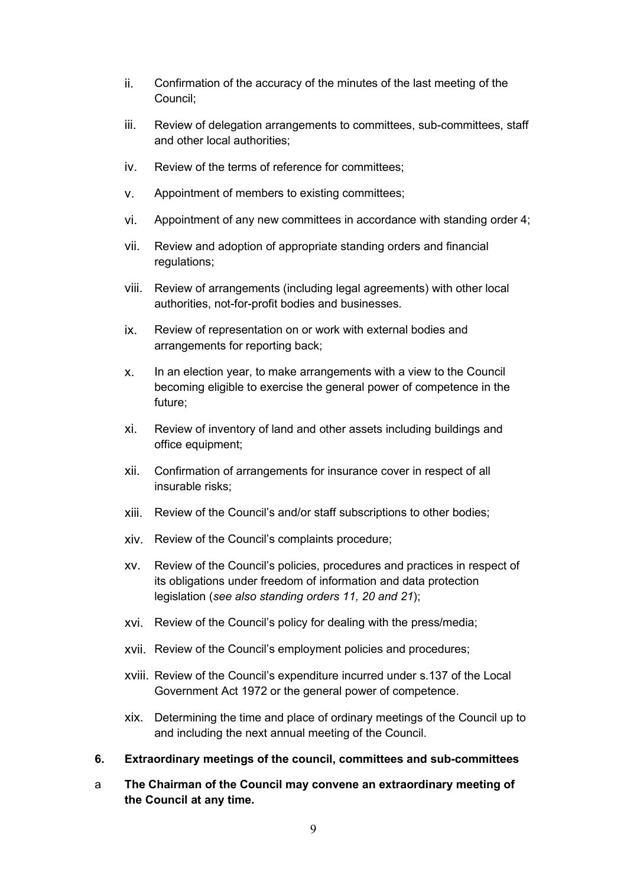ii. Confirmation of the accuracy of the minutes of the last meeting of the Council;

iii. Review of delegation arrangements to committees, sub-committees, staff and other local authorities;

iv. Review of the terms of reference for committees;

v. Appointment of members to existing committees;

vi. Appointment of any new committees in accordance with standing order 4;

vii. Review and adoption of appropriate standing orders and financial regulations;

viii. Review of arrangements (including legal agreements) with other local authorities, not-for-profit bodies and businesses.

ix. Review of representation on or work with external bodies and arrangements for reporting back;

x. In an election year, to make arrangements with a view to the Council becoming eligible to exercise the general power of competence in the future;

xi. Review of inventory of land and other assets including buildings and office equipment;

xii. Confirmation of arrangements for insurance cover in respect of all insurable risks;

xiii. Review of the Council's and/or staff subscriptions to other bodies;

xiv. Review of the Council's complaints procedure;

xv. Review of the Council's policies, procedures and practices in respect of its obligations under freedom of information and data protection legislation (*see also standing orders 11, 20 and 21*);

xvi. Review of the Council's policy for dealing with the press/media;

xvii. Review of the Council's employment policies and procedures;

xviii. Review of the Council's expenditure incurred under s.137 of the Local Government Act 1972 or the general power of competence.

xix. Determining the time and place of ordinary meetings of the Council up to and including the next annual meeting of the Council.

**6. Extraordinary meetings of the council, committees and sub-committees**

a **The Chairman of the Council may convene an extraordinary meeting of the Council at any time.**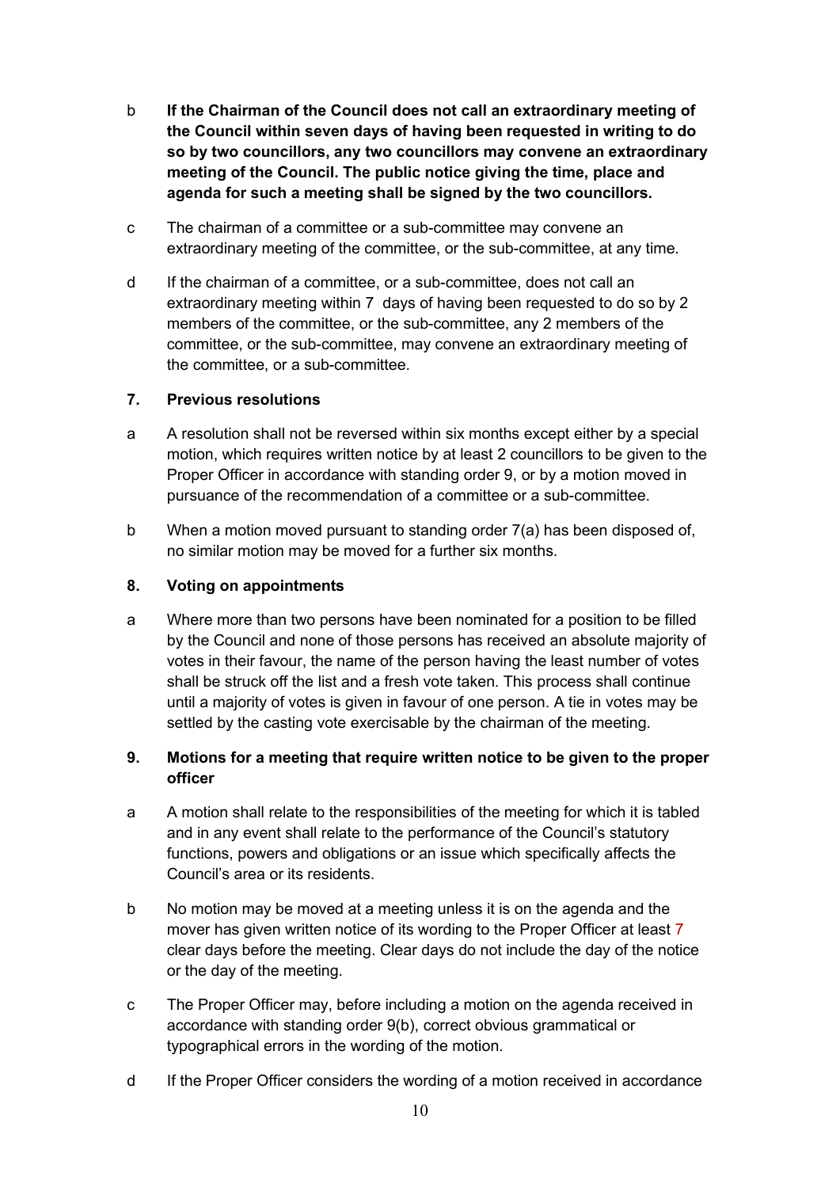b **If the Chairman of the Council does not call an extraordinary meeting of the Council within seven days of having been requested in writing to do so by two councillors, any two councillors may convene an extraordinary meeting of the Council. The public notice giving the time, place and agenda for such a meeting shall be signed by the two councillors.**

c The chairman of a committee or a sub-committee may convene an extraordinary meeting of the committee, or the sub-committee, at any time.

d If the chairman of a committee, or a sub-committee, does not call an extraordinary meeting within 7 days of having been requested to do so by 2 members of the committee, or the sub-committee, any 2 members of the committee, or the sub-committee, may convene an extraordinary meeting of the committee, or a sub-committee.

### 7. Previous resolutions

a A resolution shall not be reversed within six months except either by a special motion, which requires written notice by at least 2 councillors to be given to the Proper Officer in accordance with standing order 9, or by a motion moved in pursuance of the recommendation of a committee or a sub-committee.

b When a motion moved pursuant to standing order 7(a) has been disposed of, no similar motion may be moved for a further six months.

### 8. Voting on appointments

a Where more than two persons have been nominated for a position to be filled by the Council and none of those persons has received an absolute majority of votes in their favour, the name of the person having the least number of votes shall be struck off the list and a fresh vote taken. This process shall continue until a majority of votes is given in favour of one person. A tie in votes may be settled by the casting vote exercisable by the chairman of the meeting.

### 9. Motions for a meeting that require written notice to be given to the proper officer

a A motion shall relate to the responsibilities of the meeting for which it is tabled and in any event shall relate to the performance of the Council's statutory functions, powers and obligations or an issue which specifically affects the Council's area or its residents.

b No motion may be moved at a meeting unless it is on the agenda and the mover has given written notice of its wording to the Proper Officer at least 7 clear days before the meeting. Clear days do not include the day of the notice or the day of the meeting.

c The Proper Officer may, before including a motion on the agenda received in accordance with standing order 9(b), correct obvious grammatical or typographical errors in the wording of the motion.

d If the Proper Officer considers the wording of a motion received in accordance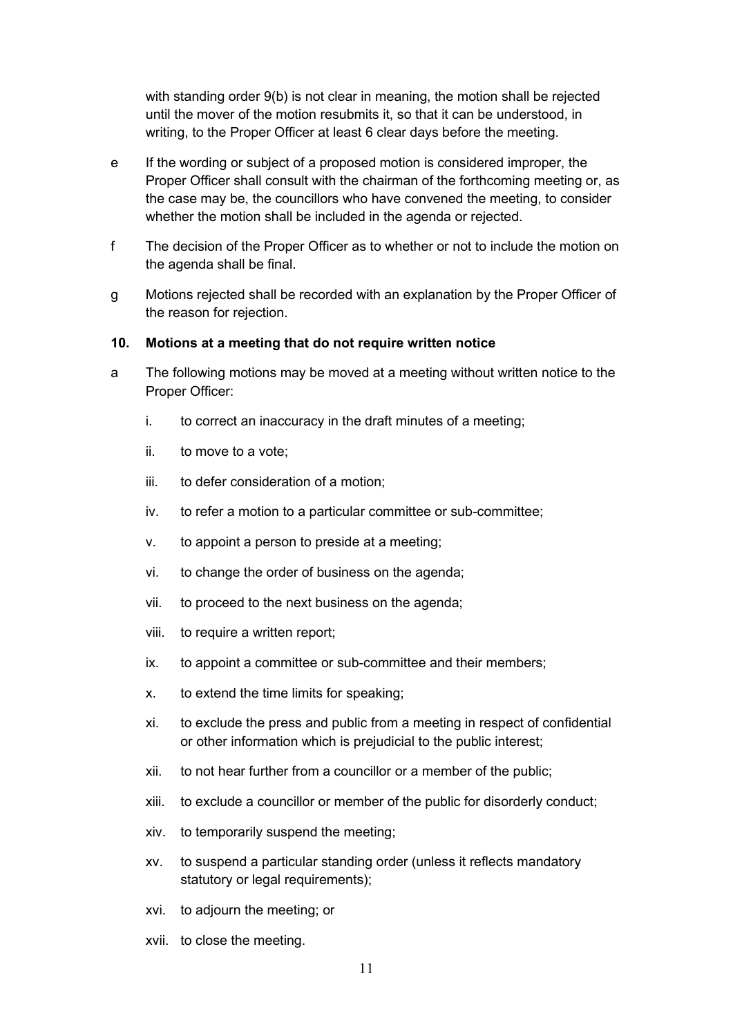with standing order 9(b) is not clear in meaning, the motion shall be rejected until the mover of the motion resubmits it, so that it can be understood, in writing, to the Proper Officer at least 6 clear days before the meeting.

e If the wording or subject of a proposed motion is considered improper, the Proper Officer shall consult with the chairman of the forthcoming meeting or, as the case may be, the councillors who have convened the meeting, to consider whether the motion shall be included in the agenda or rejected.

f The decision of the Proper Officer as to whether or not to include the motion on the agenda shall be final.

g Motions rejected shall be recorded with an explanation by the Proper Officer of the reason for rejection.

**10. Motions at a meeting that do not require written notice**

a The following motions may be moved at a meeting without written notice to the Proper Officer:

i. to correct an inaccuracy in the draft minutes of a meeting;

ii. to move to a vote;

iii. to defer consideration of a motion;

iv. to refer a motion to a particular committee or sub-committee;

v. to appoint a person to preside at a meeting;

vi. to change the order of business on the agenda;

vii. to proceed to the next business on the agenda;

viii. to require a written report;

ix. to appoint a committee or sub-committee and their members;

x. to extend the time limits for speaking;

xi. to exclude the press and public from a meeting in respect of confidential or other information which is prejudicial to the public interest;

xii. to not hear further from a councillor or a member of the public;

xiii. to exclude a councillor or member of the public for disorderly conduct;

xiv. to temporarily suspend the meeting;

xv. to suspend a particular standing order (unless it reflects mandatory statutory or legal requirements);

xvi. to adjourn the meeting; or

xvii. to close the meeting.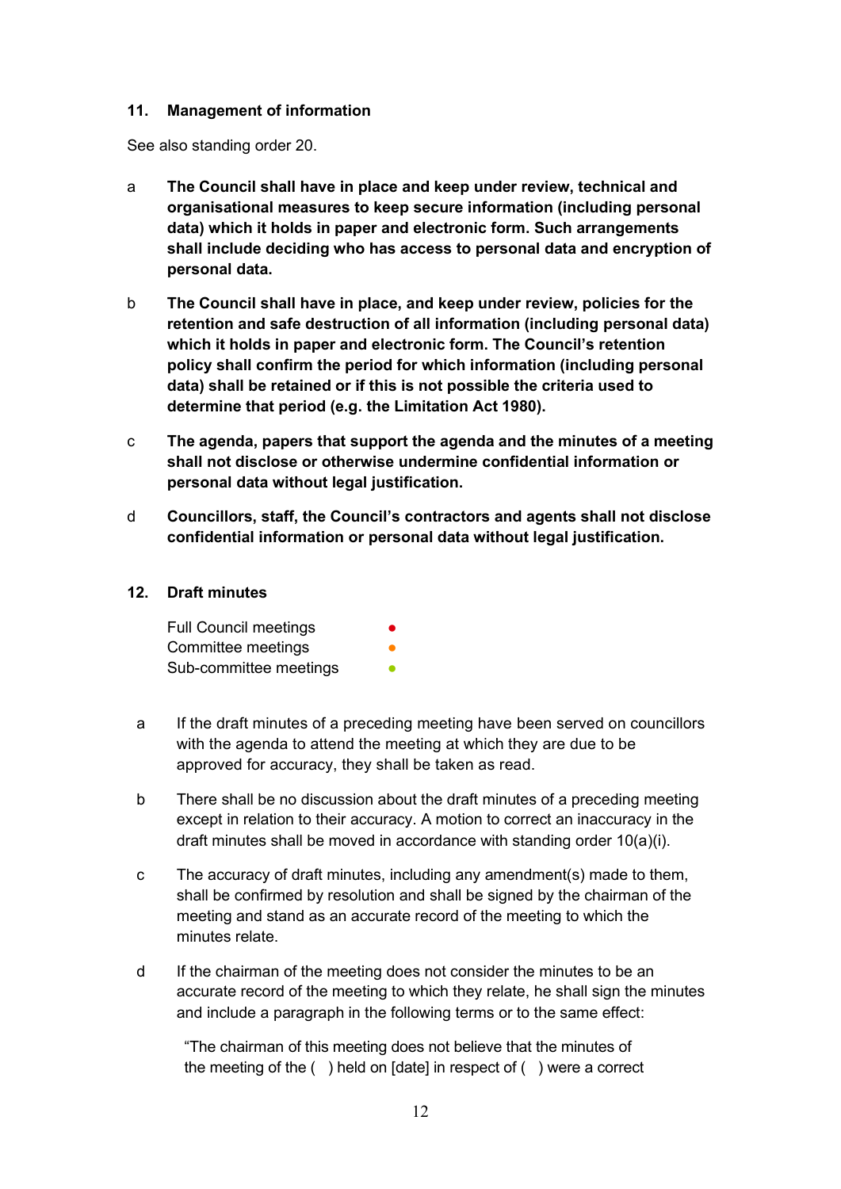**11. Management of information**

See also standing order 20.

a **The Council shall have in place and keep under review, technical and organisational measures to keep secure information (including personal data) which it holds in paper and electronic form. Such arrangements shall include deciding who has access to personal data and encryption of personal data.**

b **The Council shall have in place, and keep under review, policies for the retention and safe destruction of all information (including personal data) which it holds in paper and electronic form. The Council's retention policy shall confirm the period for which information (including personal data) shall be retained or if this is not possible the criteria used to determine that period (e.g. the Limitation Act 1980).**

c **The agenda, papers that support the agenda and the minutes of a meeting shall not disclose or otherwise undermine confidential information or personal data without legal justification.**

d **Councillors, staff, the Council's contractors and agents shall not disclose confidential information or personal data without legal justification.**

**12. Draft minutes**

| | |
|---|---|
| Full Council meetings | ● |
| Committee meetings | ● |
| Sub-committee meetings | ● |

a If the draft minutes of a preceding meeting have been served on councillors with the agenda to attend the meeting at which they are due to be approved for accuracy, they shall be taken as read.

b There shall be no discussion about the draft minutes of a preceding meeting except in relation to their accuracy. A motion to correct an inaccuracy in the draft minutes shall be moved in accordance with standing order 10(a)(i).

c The accuracy of draft minutes, including any amendment(s) made to them, shall be confirmed by resolution and shall be signed by the chairman of the meeting and stand as an accurate record of the meeting to which the minutes relate.

d If the chairman of the meeting does not consider the minutes to be an accurate record of the meeting to which they relate, he shall sign the minutes and include a paragraph in the following terms or to the same effect:

"The chairman of this meeting does not believe that the minutes of the meeting of the ( ) held on [date] in respect of ( ) were a correct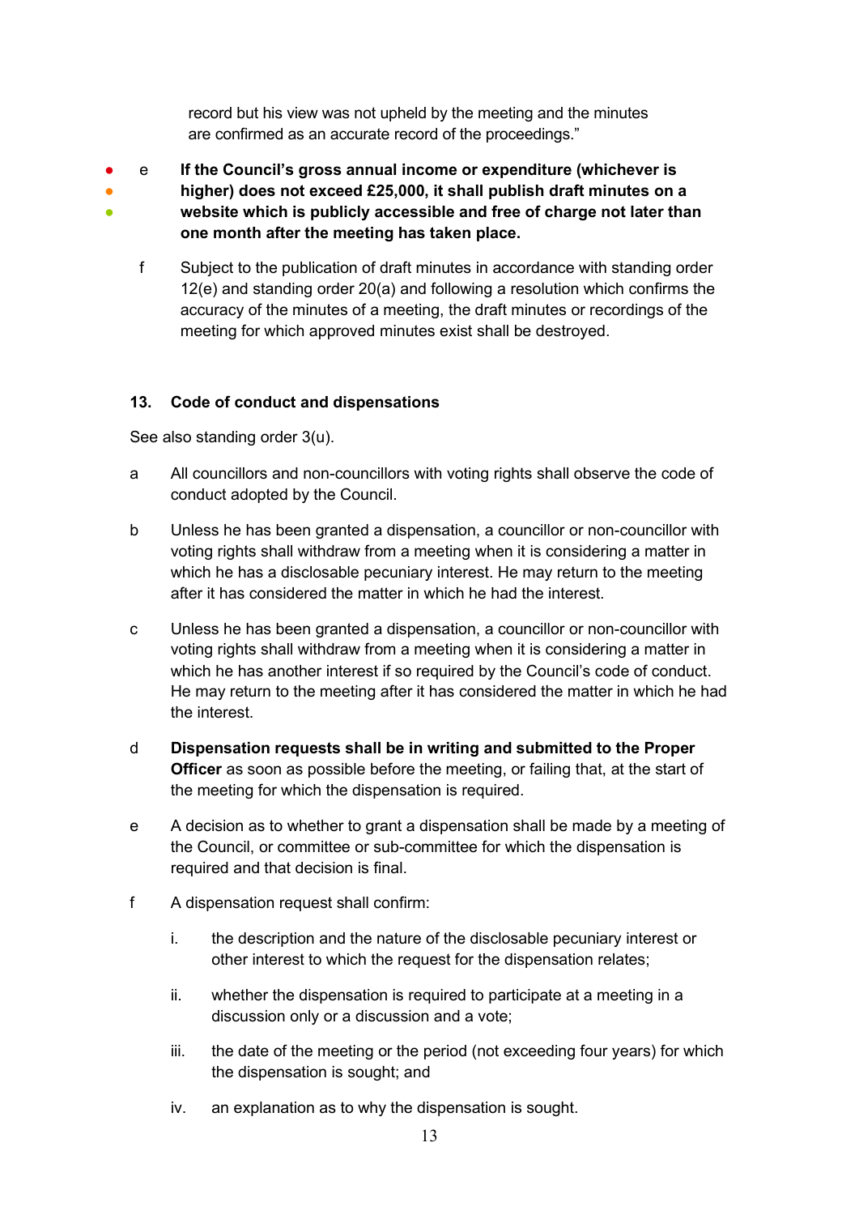record but his view was not upheld by the meeting and the minutes are confirmed as an accurate record of the proceedings."

● ● ● e **If the Council's gross annual income or expenditure (whichever is higher) does not exceed £25,000, it shall publish draft minutes on a website which is publicly accessible and free of charge not later than one month after the meeting has taken place.**

f Subject to the publication of draft minutes in accordance with standing order 12(e) and standing order 20(a) and following a resolution which confirms the accuracy of the minutes of a meeting, the draft minutes or recordings of the meeting for which approved minutes exist shall be destroyed.

## 13. Code of conduct and dispensations

See also standing order 3(u).

a All councillors and non-councillors with voting rights shall observe the code of conduct adopted by the Council.

b Unless he has been granted a dispensation, a councillor or non-councillor with voting rights shall withdraw from a meeting when it is considering a matter in which he has a disclosable pecuniary interest. He may return to the meeting after it has considered the matter in which he had the interest.

c Unless he has been granted a dispensation, a councillor or non-councillor with voting rights shall withdraw from a meeting when it is considering a matter in which he has another interest if so required by the Council's code of conduct. He may return to the meeting after it has considered the matter in which he had the interest.

d **Dispensation requests shall be in writing and submitted to the Proper Officer** as soon as possible before the meeting, or failing that, at the start of the meeting for which the dispensation is required.

e A decision as to whether to grant a dispensation shall be made by a meeting of the Council, or committee or sub-committee for which the dispensation is required and that decision is final.

f A dispensation request shall confirm:

i. the description and the nature of the disclosable pecuniary interest or other interest to which the request for the dispensation relates;

ii. whether the dispensation is required to participate at a meeting in a discussion only or a discussion and a vote;

iii. the date of the meeting or the period (not exceeding four years) for which the dispensation is sought; and

iv. an explanation as to why the dispensation is sought.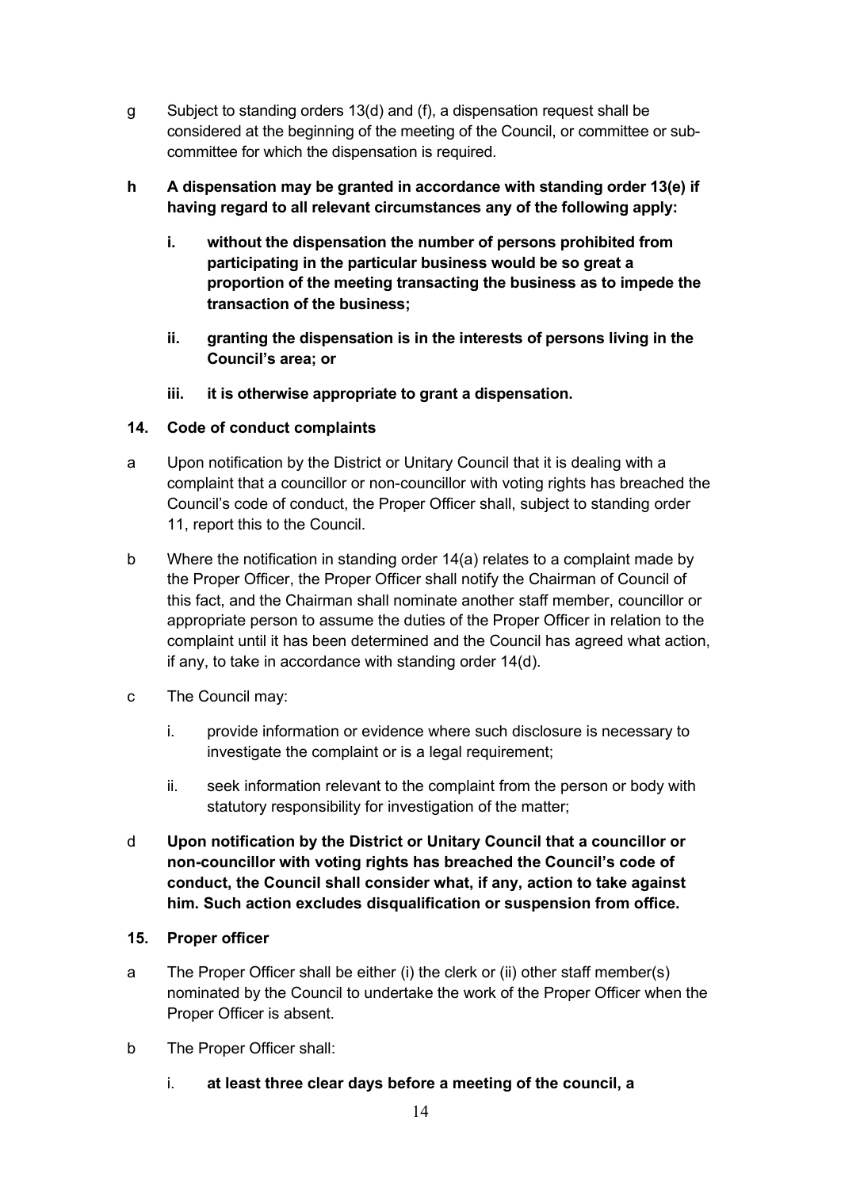g Subject to standing orders 13(d) and (f), a dispensation request shall be considered at the beginning of the meeting of the Council, or committee or sub-committee for which the dispensation is required.

**h A dispensation may be granted in accordance with standing order 13(e) if having regard to all relevant circumstances any of the following apply:**

**i. without the dispensation the number of persons prohibited from participating in the particular business would be so great a proportion of the meeting transacting the business as to impede the transaction of the business;**

**ii. granting the dispensation is in the interests of persons living in the Council's area; or**

**iii. it is otherwise appropriate to grant a dispensation.**

### 14. Code of conduct complaints

a Upon notification by the District or Unitary Council that it is dealing with a complaint that a councillor or non-councillor with voting rights has breached the Council's code of conduct, the Proper Officer shall, subject to standing order 11, report this to the Council.

b Where the notification in standing order 14(a) relates to a complaint made by the Proper Officer, the Proper Officer shall notify the Chairman of Council of this fact, and the Chairman shall nominate another staff member, councillor or appropriate person to assume the duties of the Proper Officer in relation to the complaint until it has been determined and the Council has agreed what action, if any, to take in accordance with standing order 14(d).

c The Council may:

i. provide information or evidence where such disclosure is necessary to investigate the complaint or is a legal requirement;

ii. seek information relevant to the complaint from the person or body with statutory responsibility for investigation of the matter;

d **Upon notification by the District or Unitary Council that a councillor or non-councillor with voting rights has breached the Council's code of conduct, the Council shall consider what, if any, action to take against him. Such action excludes disqualification or suspension from office.**

### 15. Proper officer

a The Proper Officer shall be either (i) the clerk or (ii) other staff member(s) nominated by the Council to undertake the work of the Proper Officer when the Proper Officer is absent.

b The Proper Officer shall:

i. **at least three clear days before a meeting of the council, a**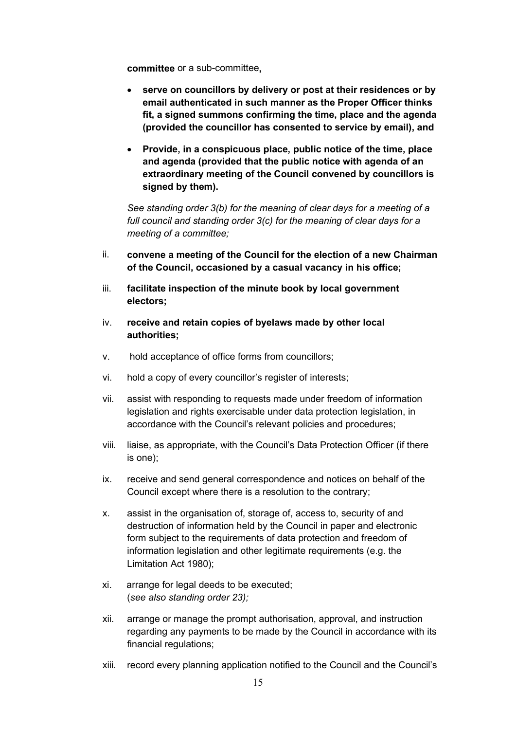**committee** or a sub-committee**,**

- **serve on councillors by delivery or post at their residences or by email authenticated in such manner as the Proper Officer thinks fit, a signed summons confirming the time, place and the agenda (provided the councillor has consented to service by email), and**
- **Provide, in a conspicuous place, public notice of the time, place and agenda (provided that the public notice with agenda of an extraordinary meeting of the Council convened by councillors is signed by them).**

*See standing order 3(b) for the meaning of clear days for a meeting of a full council and standing order 3(c) for the meaning of clear days for a meeting of a committee;*

ii. **convene a meeting of the Council for the election of a new Chairman of the Council, occasioned by a casual vacancy in his office;**

iii. **facilitate inspection of the minute book by local government electors;**

iv. **receive and retain copies of byelaws made by other local authorities;**

v. hold acceptance of office forms from councillors;

vi. hold a copy of every councillor's register of interests;

vii. assist with responding to requests made under freedom of information legislation and rights exercisable under data protection legislation, in accordance with the Council's relevant policies and procedures;

viii. liaise, as appropriate, with the Council's Data Protection Officer (if there is one);

ix. receive and send general correspondence and notices on behalf of the Council except where there is a resolution to the contrary;

x. assist in the organisation of, storage of, access to, security of and destruction of information held by the Council in paper and electronic form subject to the requirements of data protection and freedom of information legislation and other legitimate requirements (e.g. the Limitation Act 1980);

xi. arrange for legal deeds to be executed;
(*see also standing order 23);*

xii. arrange or manage the prompt authorisation, approval, and instruction regarding any payments to be made by the Council in accordance with its financial regulations;

xiii. record every planning application notified to the Council and the Council's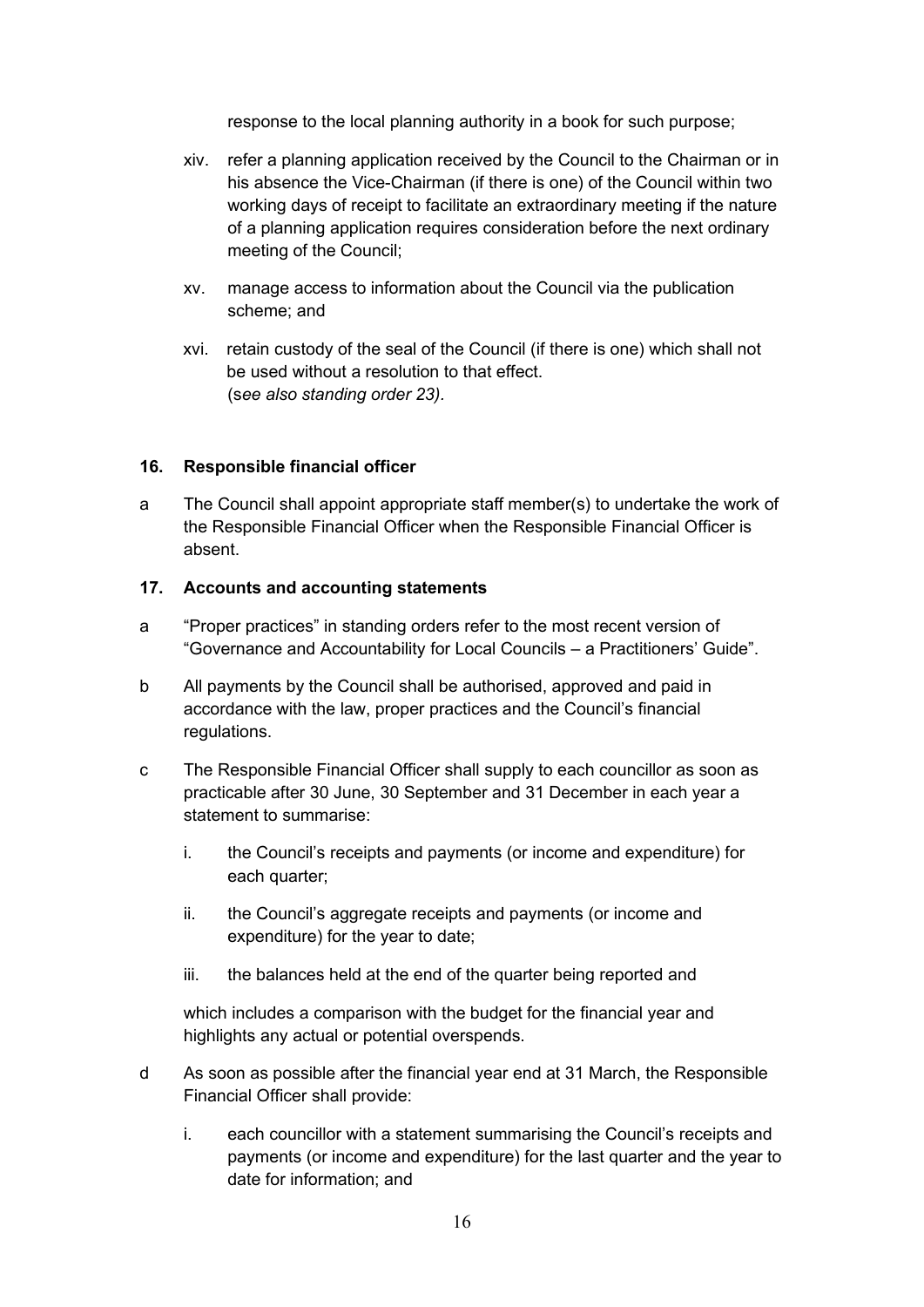response to the local planning authority in a book for such purpose;

xiv. refer a planning application received by the Council to the Chairman or in his absence the Vice-Chairman (if there is one) of the Council within two working days of receipt to facilitate an extraordinary meeting if the nature of a planning application requires consideration before the next ordinary meeting of the Council;

xv. manage access to information about the Council via the publication scheme; and

xvi. retain custody of the seal of the Council (if there is one) which shall not be used without a resolution to that effect. (*see also standing order 23)*.

### 16. Responsible financial officer

a The Council shall appoint appropriate staff member(s) to undertake the work of the Responsible Financial Officer when the Responsible Financial Officer is absent.

### 17. Accounts and accounting statements

a "Proper practices" in standing orders refer to the most recent version of "Governance and Accountability for Local Councils – a Practitioners' Guide".

b All payments by the Council shall be authorised, approved and paid in accordance with the law, proper practices and the Council's financial regulations.

c The Responsible Financial Officer shall supply to each councillor as soon as practicable after 30 June, 30 September and 31 December in each year a statement to summarise:

i. the Council's receipts and payments (or income and expenditure) for each quarter;

ii. the Council's aggregate receipts and payments (or income and expenditure) for the year to date;

iii. the balances held at the end of the quarter being reported and

which includes a comparison with the budget for the financial year and highlights any actual or potential overspends.

d As soon as possible after the financial year end at 31 March, the Responsible Financial Officer shall provide:

i. each councillor with a statement summarising the Council's receipts and payments (or income and expenditure) for the last quarter and the year to date for information; and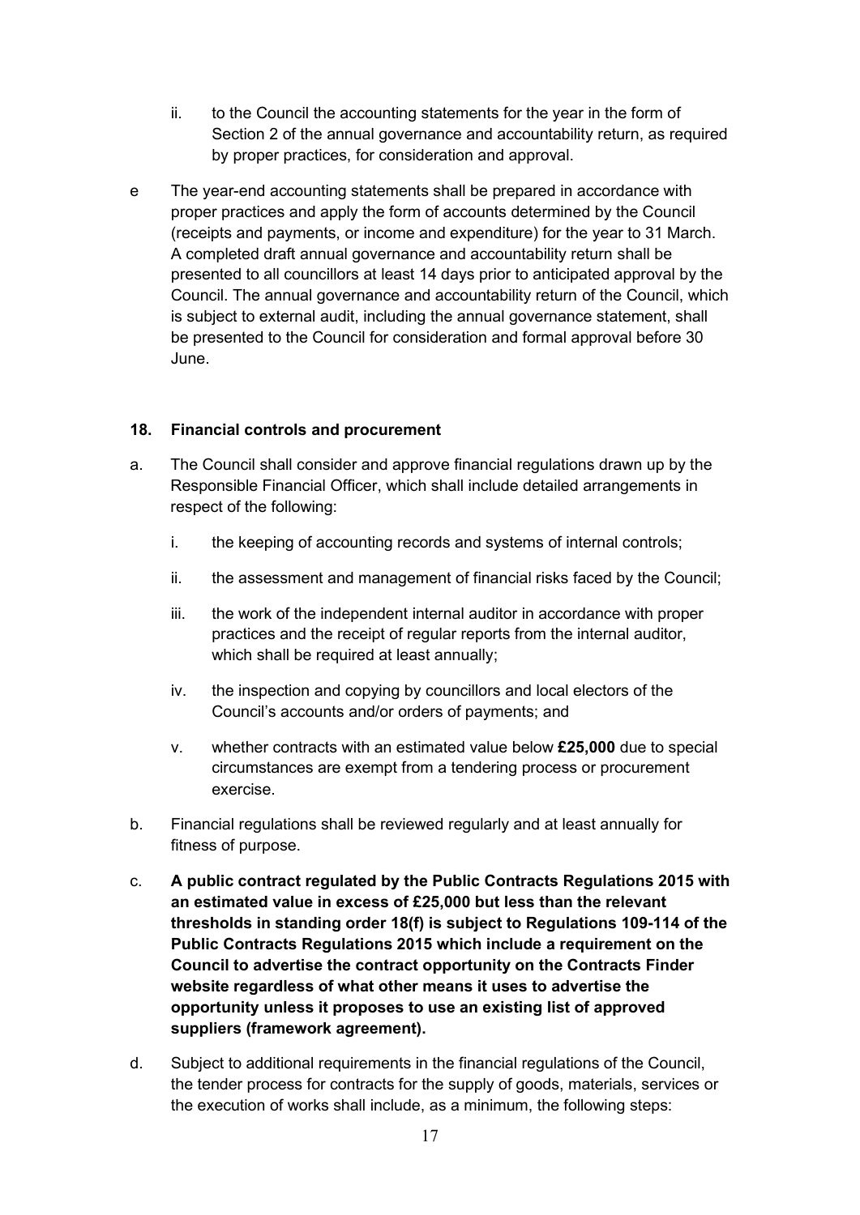ii. to the Council the accounting statements for the year in the form of Section 2 of the annual governance and accountability return, as required by proper practices, for consideration and approval.

e The year-end accounting statements shall be prepared in accordance with proper practices and apply the form of accounts determined by the Council (receipts and payments, or income and expenditure) for the year to 31 March. A completed draft annual governance and accountability return shall be presented to all councillors at least 14 days prior to anticipated approval by the Council. The annual governance and accountability return of the Council, which is subject to external audit, including the annual governance statement, shall be presented to the Council for consideration and formal approval before 30 June.

## 18. Financial controls and procurement

a. The Council shall consider and approve financial regulations drawn up by the Responsible Financial Officer, which shall include detailed arrangements in respect of the following:

   i. the keeping of accounting records and systems of internal controls;

   ii. the assessment and management of financial risks faced by the Council;

   iii. the work of the independent internal auditor in accordance with proper practices and the receipt of regular reports from the internal auditor, which shall be required at least annually;

   iv. the inspection and copying by councillors and local electors of the Council's accounts and/or orders of payments; and

   v. whether contracts with an estimated value below **£25,000** due to special circumstances are exempt from a tendering process or procurement exercise.

b. Financial regulations shall be reviewed regularly and at least annually for fitness of purpose.

c. **A public contract regulated by the Public Contracts Regulations 2015 with an estimated value in excess of £25,000 but less than the relevant thresholds in standing order 18(f) is subject to Regulations 109-114 of the Public Contracts Regulations 2015 which include a requirement on the Council to advertise the contract opportunity on the Contracts Finder website regardless of what other means it uses to advertise the opportunity unless it proposes to use an existing list of approved suppliers (framework agreement).**

d. Subject to additional requirements in the financial regulations of the Council, the tender process for contracts for the supply of goods, materials, services or the execution of works shall include, as a minimum, the following steps: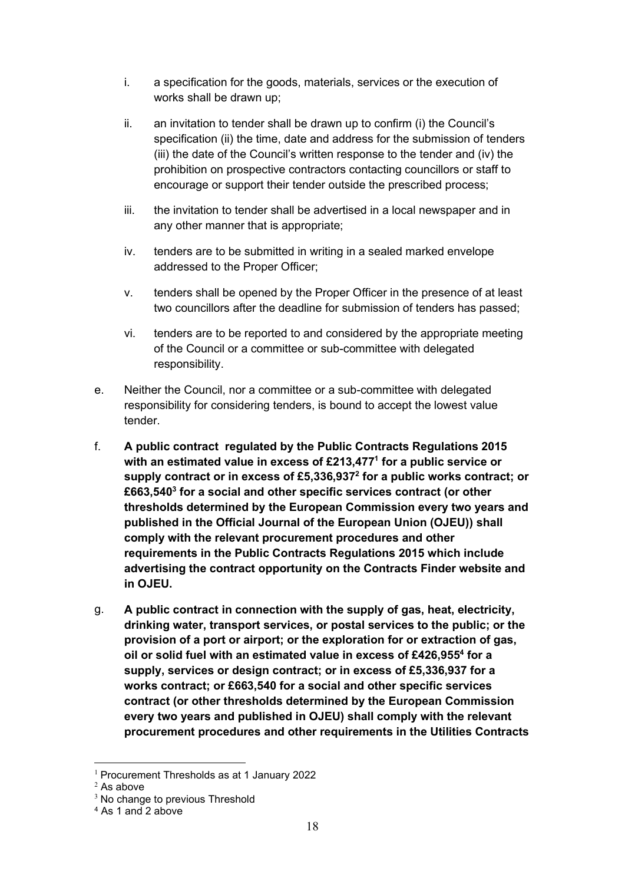i. a specification for the goods, materials, services or the execution of works shall be drawn up;

ii. an invitation to tender shall be drawn up to confirm (i) the Council's specification (ii) the time, date and address for the submission of tenders (iii) the date of the Council's written response to the tender and (iv) the prohibition on prospective contractors contacting councillors or staff to encourage or support their tender outside the prescribed process;

iii. the invitation to tender shall be advertised in a local newspaper and in any other manner that is appropriate;

iv. tenders are to be submitted in writing in a sealed marked envelope addressed to the Proper Officer;

v. tenders shall be opened by the Proper Officer in the presence of at least two councillors after the deadline for submission of tenders has passed;

vi. tenders are to be reported to and considered by the appropriate meeting of the Council or a committee or sub-committee with delegated responsibility.

e. Neither the Council, nor a committee or a sub-committee with delegated responsibility for considering tenders, is bound to accept the lowest value tender.

f. **A public contract regulated by the Public Contracts Regulations 2015 with an estimated value in excess of £213,477[1] for a public service or supply contract or in excess of £5,336,937[2] for a public works contract; or £663,540[3] for a social and other specific services contract (or other thresholds determined by the European Commission every two years and published in the Official Journal of the European Union (OJEU)) shall comply with the relevant procurement procedures and other requirements in the Public Contracts Regulations 2015 which include advertising the contract opportunity on the Contracts Finder website and in OJEU.**

g. **A public contract in connection with the supply of gas, heat, electricity, drinking water, transport services, or postal services to the public; or the provision of a port or airport; or the exploration for or extraction of gas, oil or solid fuel with an estimated value in excess of £426,955[4] for a supply, services or design contract; or in excess of £5,336,937 for a works contract; or £663,540 for a social and other specific services contract (or other thresholds determined by the European Commission every two years and published in OJEU) shall comply with the relevant procurement procedures and other requirements in the Utilities Contracts**

---

[1] Procurement Thresholds as at 1 January 2022

[2] As above

[3] No change to previous Threshold

[4] As 1 and 2 above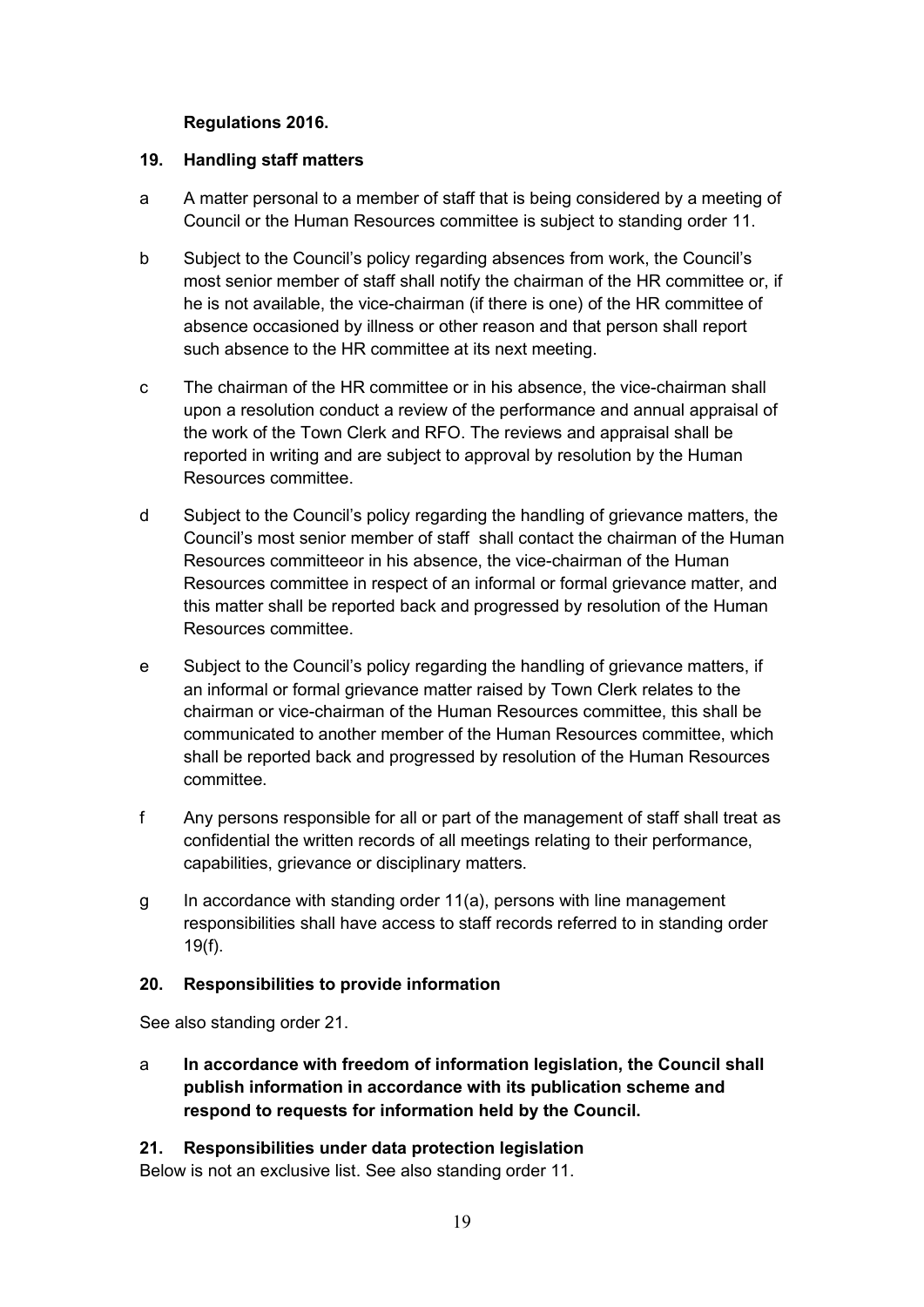**Regulations 2016.**

## 19. Handling staff matters

a A matter personal to a member of staff that is being considered by a meeting of Council or the Human Resources committee is subject to standing order 11.

b Subject to the Council's policy regarding absences from work, the Council's most senior member of staff shall notify the chairman of the HR committee or, if he is not available, the vice-chairman (if there is one) of the HR committee of absence occasioned by illness or other reason and that person shall report such absence to the HR committee at its next meeting.

c The chairman of the HR committee or in his absence, the vice-chairman shall upon a resolution conduct a review of the performance and annual appraisal of the work of the Town Clerk and RFO. The reviews and appraisal shall be reported in writing and are subject to approval by resolution by the Human Resources committee.

d Subject to the Council's policy regarding the handling of grievance matters, the Council's most senior member of staff shall contact the chairman of the Human Resources committeeor in his absence, the vice-chairman of the Human Resources committee in respect of an informal or formal grievance matter, and this matter shall be reported back and progressed by resolution of the Human Resources committee.

e Subject to the Council's policy regarding the handling of grievance matters, if an informal or formal grievance matter raised by Town Clerk relates to the chairman or vice-chairman of the Human Resources committee, this shall be communicated to another member of the Human Resources committee, which shall be reported back and progressed by resolution of the Human Resources committee.

f Any persons responsible for all or part of the management of staff shall treat as confidential the written records of all meetings relating to their performance, capabilities, grievance or disciplinary matters.

g In accordance with standing order 11(a), persons with line management responsibilities shall have access to staff records referred to in standing order 19(f).

## 20. Responsibilities to provide information

See also standing order 21.

a **In accordance with freedom of information legislation, the Council shall publish information in accordance with its publication scheme and respond to requests for information held by the Council.**

## 21. Responsibilities under data protection legislation

Below is not an exclusive list. See also standing order 11.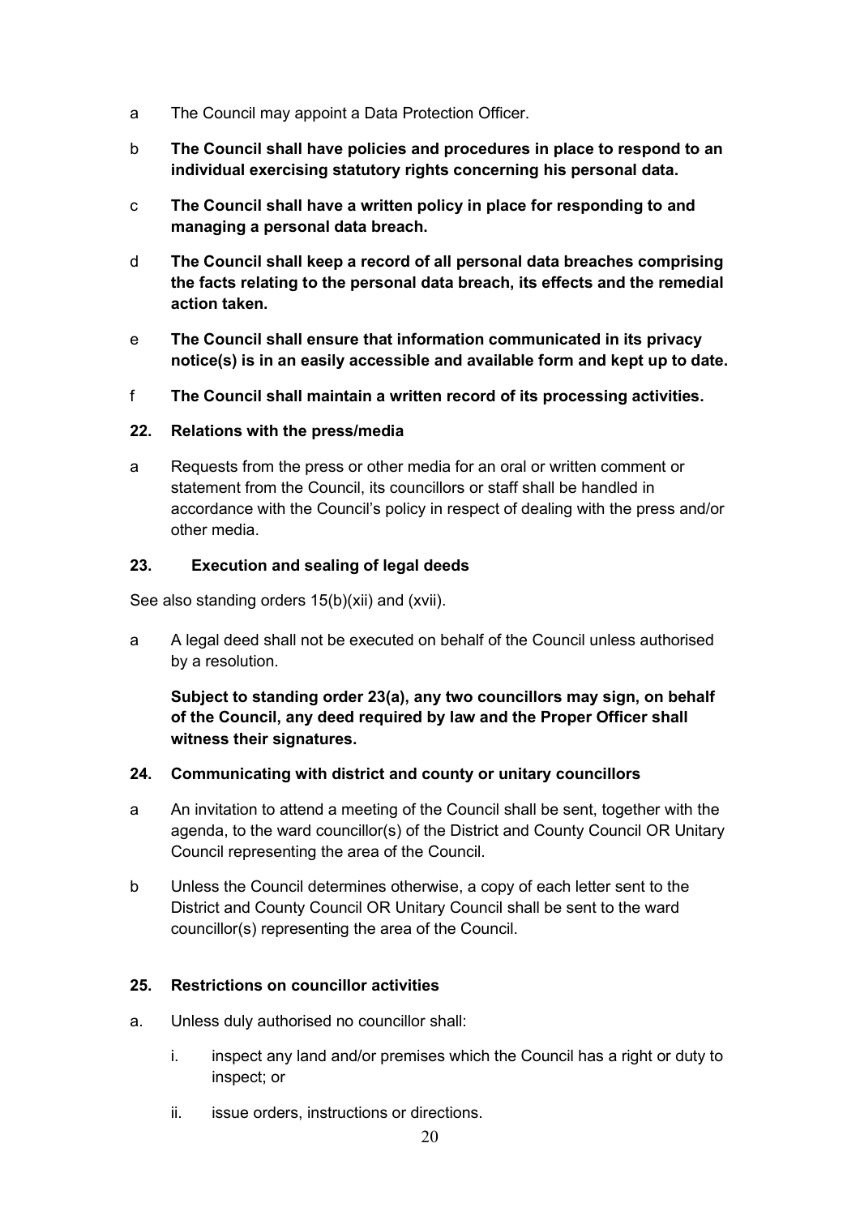a The Council may appoint a Data Protection Officer.

b **The Council shall have policies and procedures in place to respond to an individual exercising statutory rights concerning his personal data.**

c **The Council shall have a written policy in place for responding to and managing a personal data breach.**

d **The Council shall keep a record of all personal data breaches comprising the facts relating to the personal data breach, its effects and the remedial action taken.**

e **The Council shall ensure that information communicated in its privacy notice(s) is in an easily accessible and available form and kept up to date.**

f **The Council shall maintain a written record of its processing activities.**

### 22. Relations with the press/media

a Requests from the press or other media for an oral or written comment or statement from the Council, its councillors or staff shall be handled in accordance with the Council's policy in respect of dealing with the press and/or other media.

### 23. Execution and sealing of legal deeds

See also standing orders 15(b)(xii) and (xvii).

a A legal deed shall not be executed on behalf of the Council unless authorised by a resolution.

**Subject to standing order 23(a), any two councillors may sign, on behalf of the Council, any deed required by law and the Proper Officer shall witness their signatures.**

### 24. Communicating with district and county or unitary councillors

a An invitation to attend a meeting of the Council shall be sent, together with the agenda, to the ward councillor(s) of the District and County Council OR Unitary Council representing the area of the Council.

b Unless the Council determines otherwise, a copy of each letter sent to the District and County Council OR Unitary Council shall be sent to the ward councillor(s) representing the area of the Council.

### 25. Restrictions on councillor activities

a. Unless duly authorised no councillor shall:

   i. inspect any land and/or premises which the Council has a right or duty to inspect; or

   ii. issue orders, instructions or directions.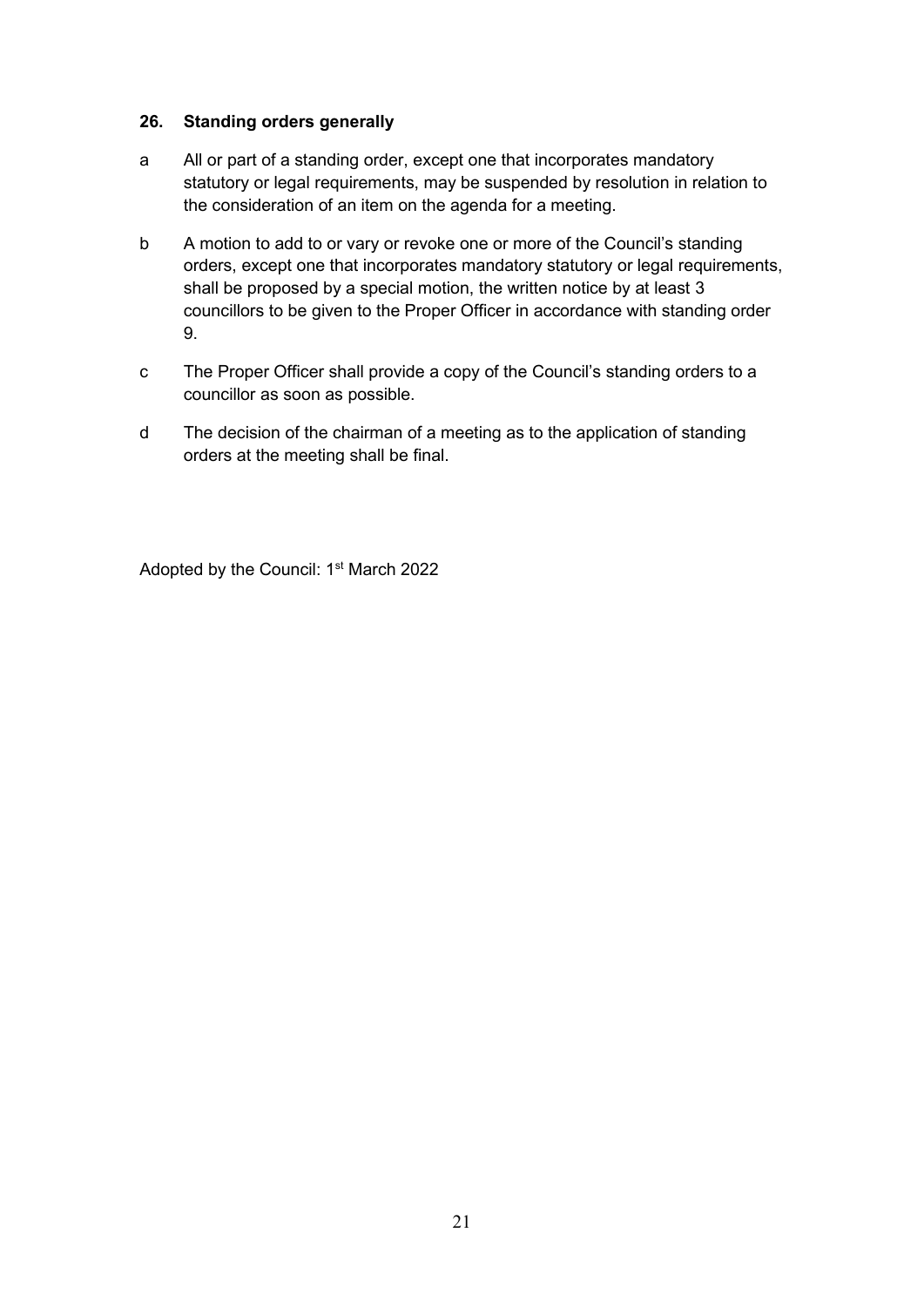## 26. Standing orders generally

a All or part of a standing order, except one that incorporates mandatory statutory or legal requirements, may be suspended by resolution in relation to the consideration of an item on the agenda for a meeting.

b A motion to add to or vary or revoke one or more of the Council's standing orders, except one that incorporates mandatory statutory or legal requirements, shall be proposed by a special motion, the written notice by at least 3 councillors to be given to the Proper Officer in accordance with standing order 9.

c The Proper Officer shall provide a copy of the Council's standing orders to a councillor as soon as possible.

d The decision of the chairman of a meeting as to the application of standing orders at the meeting shall be final.

Adopted by the Council: 1st March 2022